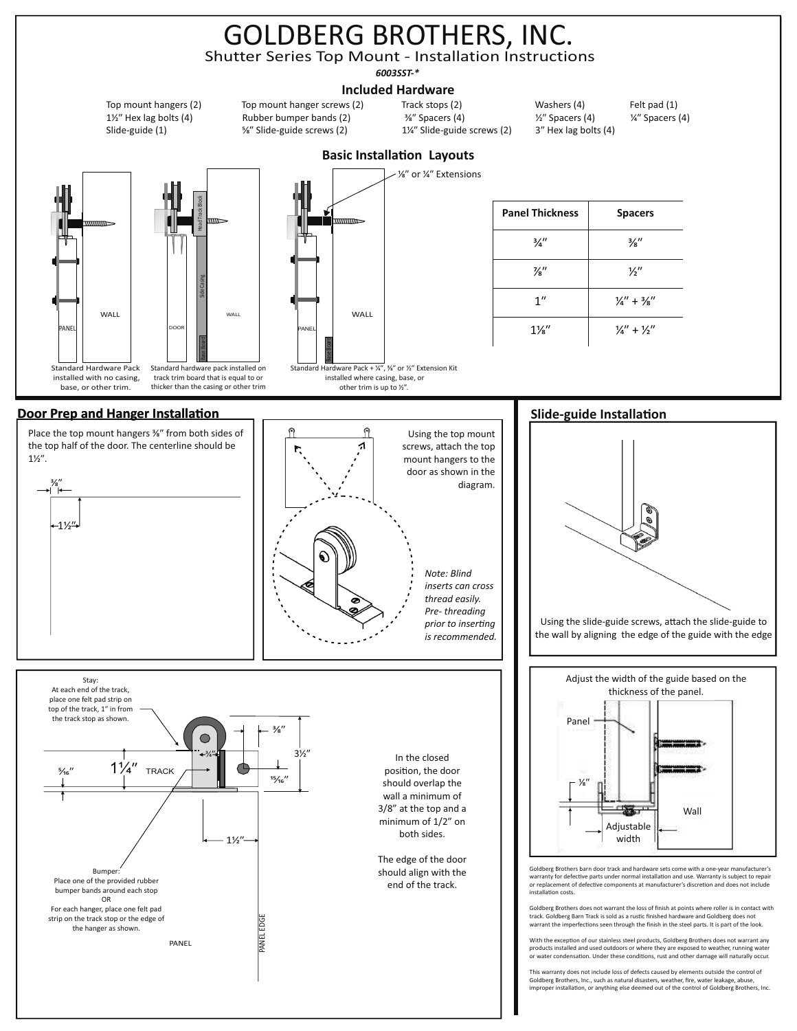# GOLDBERG BROTHERS, INC.

## Shutter Series Top Mount - Installation Instructions

***6003SST-****

### Included Hardware

- Top mount hangers (2)
- 1½" Hex lag bolts (4)
- Slide-guide (1)
- Top mount hanger screws (2)
- Rubber bumper bands (2)
- ⅝" Slide-guide screws (2)
- Track stops (2)
- ⅜" Spacers (4)
- 1¼" Slide-guide screws (2)
- Washers (4)
- ½" Spacers (4)
- 3" Hex lag bolts (4)
- Felt pad (1)
- ¼" Spacers (4)

### Basic Installation Layouts

⅛" or ¼" Extensions

WALL · PANEL · DOOR · Head Track Block · Side Casing · Base Board

Standard Hardware Pack installed with no casing, base, or other trim.

Standard hardware pack installed on track trim board that is equal to or thicker than the casing or other trim

Standard Hardware Pack + ¼", ⅜" or ½" Extension Kit installed where casing, base, or other trim is up to ½".

| Panel Thickness | Spacers |
|---|---|
| ¾" | ⅜" |
| ⅞" | ½" |
| 1" | ¼" + ⅜" |
| 1⅛" | ¼" + ½" |

## Door Prep and Hanger Installation

Place the top mount hangers ⅜" from both sides of the top half of the door. The centerline should be 1½".

⅜" · 1½"

Using the top mount screws, attach the top mount hangers to the door as shown in the diagram.

*Note: Blind inserts can cross thread easily. Pre- threading prior to inserting is recommended.*

Stay: At each end of the track, place one felt pad strip on top of the track, 1" in from the track stop as shown.

⅜" · ¾" · 3½" · 5⁄16" · 1¼" TRACK · 15⁄16" · 1½"

Bumper: Place one of the provided rubber bumper bands around each stop OR For each hanger, place one felt pad strip on the track stop or the edge of the hanger as shown.

PANEL · PANEL EDGE

In the closed position, the door should overlap the wall a minimum of 3/8" at the top and a minimum of 1/2" on both sides.

The edge of the door should align with the end of the track.

## Slide-guide Installation

Using the slide-guide screws, attach the slide-guide to the wall by aligning the edge of the guide with the edge

Adjust the width of the guide based on the thickness of the panel.

Panel · ⅛" · Wall · Adjustable width

Goldberg Brothers barn door track and hardware sets come with a one-year manufacturer's warranty for defective parts under normal installation and use. Warranty is subject to repair or replacement of defective components at manufacturer's discretion and does not include installation costs.

Goldberg Brothers does not warrant the loss of finish at points where roller is in contact with track. Goldberg Barn Track is sold as a rustic finished hardware and Goldberg does not warrant the imperfections seen through the finish in the steel parts. It is part of the look.

With the exception of our stainless steel products, Goldberg Brothers does not warrant any products installed and used outdoors or where they are exposed to weather, running water or water condensation. Under these conditions, rust and other damage will naturally occur.

This warranty does not include loss of defects caused by elements outside the control of Goldberg Brothers, Inc., such as natural disasters, weather, fire, water leakage, abuse, improper installation, or anything else deemed out of the control of Goldberg Brothers, Inc.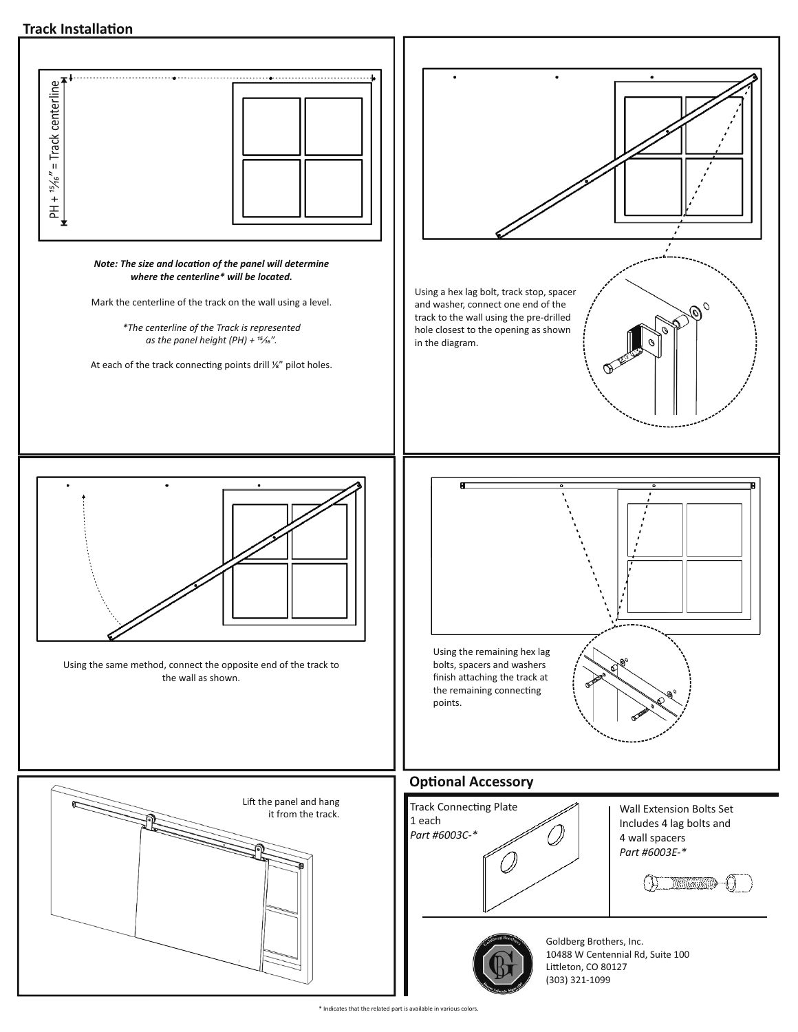## Track Installation

PH + $^{15}/_{16}$″ = Track centerline

***Note: The size and location of the panel will determine where the centerline* will be located.***

Mark the centerline of the track on the wall using a level.

**The centerline of the Track is represented as the panel height (PH) + $^{15}/_{16}$″.*

At each of the track connecting points drill ⅛” pilot holes.

Using a hex lag bolt, track stop, spacer and washer, connect one end of the track to the wall using the pre-drilled hole closest to the opening as shown in the diagram.

Using the same method, connect the opposite end of the track to the wall as shown.

Using the remaining hex lag bolts, spacers and washers finish attaching the track at the remaining connecting points.

Lift the panel and hang it from the track.

## Optional Accessory

Track Connecting Plate
1 each
*Part #6003C-**

Wall Extension Bolts Set
Includes 4 lag bolts and 4 wall spacers
*Part #6003E-**

Goldberg Brothers, Inc.
10488 W Centennial Rd, Suite 100
Littleton, CO 80127
(303) 321-1099

* Indicates that the related part is available in various colors.